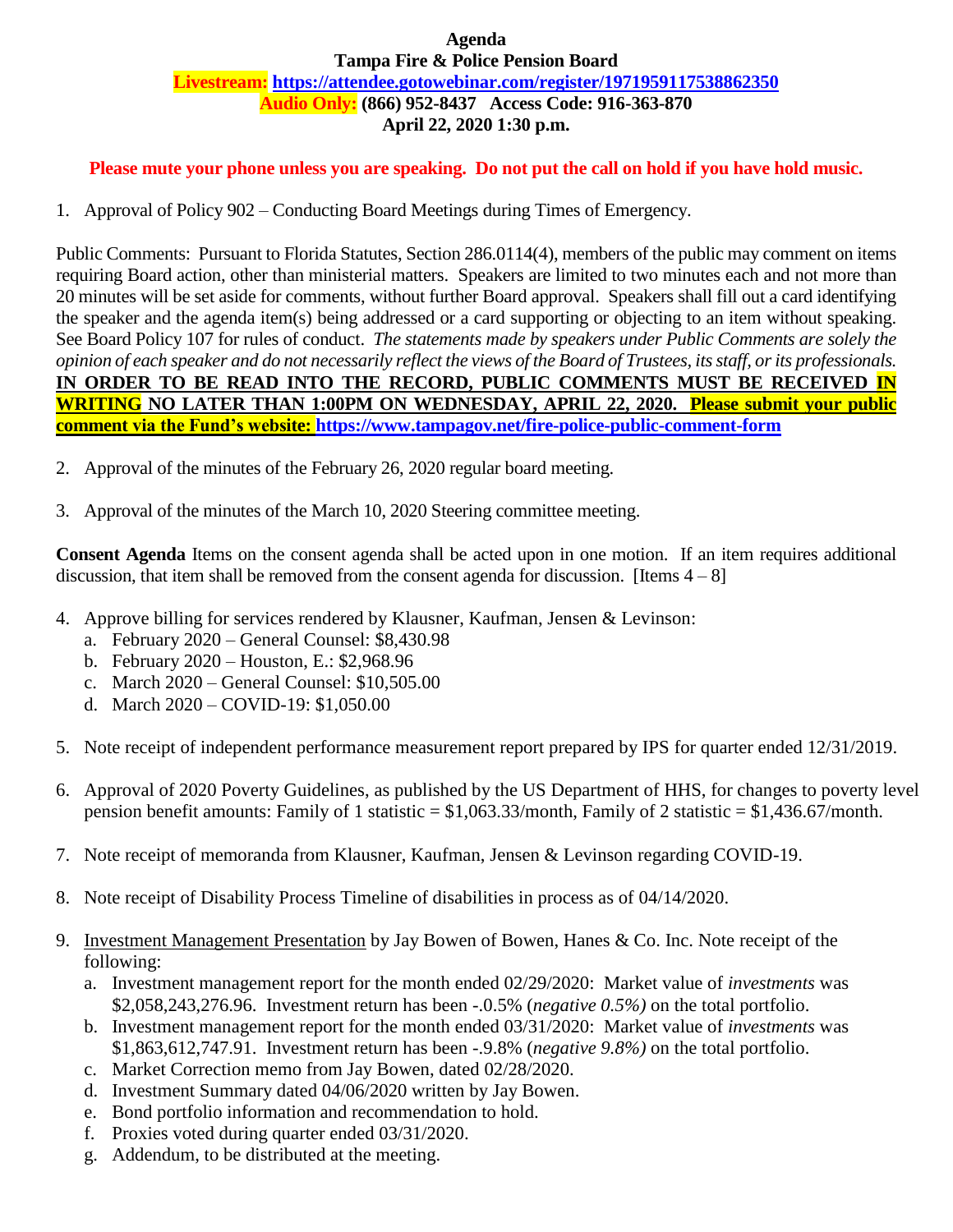**Agenda**

**Tampa Fire & Police Pension Board**

**Livestream: https://attendee.gotowebinar.com/register/1971959117538862350**

**Audio Only: (866) 952-8437 Access Code: 916-363-870**

**April 22, 2020 1:30 p.m.**

**Please mute your phone unless you are speaking. Do not put the call on hold if you have hold music.**

1. Approval of Policy 902 – Conducting Board Meetings during Times of Emergency.

Public Comments: Pursuant to Florida Statutes, Section 286.0114(4), members of the public may comment on items requiring Board action, other than ministerial matters. Speakers are limited to two minutes each and not more than 20 minutes will be set aside for comments, without further Board approval. Speakers shall fill out a card identifying the speaker and the agenda item(s) being addressed or a card supporting or objecting to an item without speaking. See Board Policy 107 for rules of conduct. *The statements made by speakers under Public Comments are solely the opinion of each speaker and do not necessarily reflect the views of the Board of Trustees, its staff, or its professionals.* **IN ORDER TO BE READ INTO THE RECORD, PUBLIC COMMENTS MUST BE RECEIVED IN WRITING NO LATER THAN 1:00PM ON WEDNESDAY, APRIL 22, 2020. Please submit your public comment via the Fund's website: https://www.tampagov.net/fire-police-public-comment-form**

2. Approval of the minutes of the February 26, 2020 regular board meeting.

3. Approval of the minutes of the March 10, 2020 Steering committee meeting.

**Consent Agenda** Items on the consent agenda shall be acted upon in one motion. If an item requires additional discussion, that item shall be removed from the consent agenda for discussion. [Items 4 – 8]

4. Approve billing for services rendered by Klausner, Kaufman, Jensen & Levinson:
   a. February 2020 – General Counsel: $8,430.98
   b. February 2020 – Houston, E.: $2,968.96
   c. March 2020 – General Counsel: $10,505.00
   d. March 2020 – COVID-19: $1,050.00

5. Note receipt of independent performance measurement report prepared by IPS for quarter ended 12/31/2019.

6. Approval of 2020 Poverty Guidelines, as published by the US Department of HHS, for changes to poverty level pension benefit amounts: Family of 1 statistic = $1,063.33/month, Family of 2 statistic = $1,436.67/month.

7. Note receipt of memoranda from Klausner, Kaufman, Jensen & Levinson regarding COVID-19.

8. Note receipt of Disability Process Timeline of disabilities in process as of 04/14/2020.

9. Investment Management Presentation by Jay Bowen of Bowen, Hanes & Co. Inc. Note receipt of the following:
   a. Investment management report for the month ended 02/29/2020: Market value of *investments* was $2,058,243,276.96. Investment return has been -.0.5% (*negative 0.5%)* on the total portfolio.
   b. Investment management report for the month ended 03/31/2020: Market value of *investments* was $1,863,612,747.91. Investment return has been -.9.8% (*negative 9.8%)* on the total portfolio.
   c. Market Correction memo from Jay Bowen, dated 02/28/2020.
   d. Investment Summary dated 04/06/2020 written by Jay Bowen.
   e. Bond portfolio information and recommendation to hold.
   f. Proxies voted during quarter ended 03/31/2020.
   g. Addendum, to be distributed at the meeting.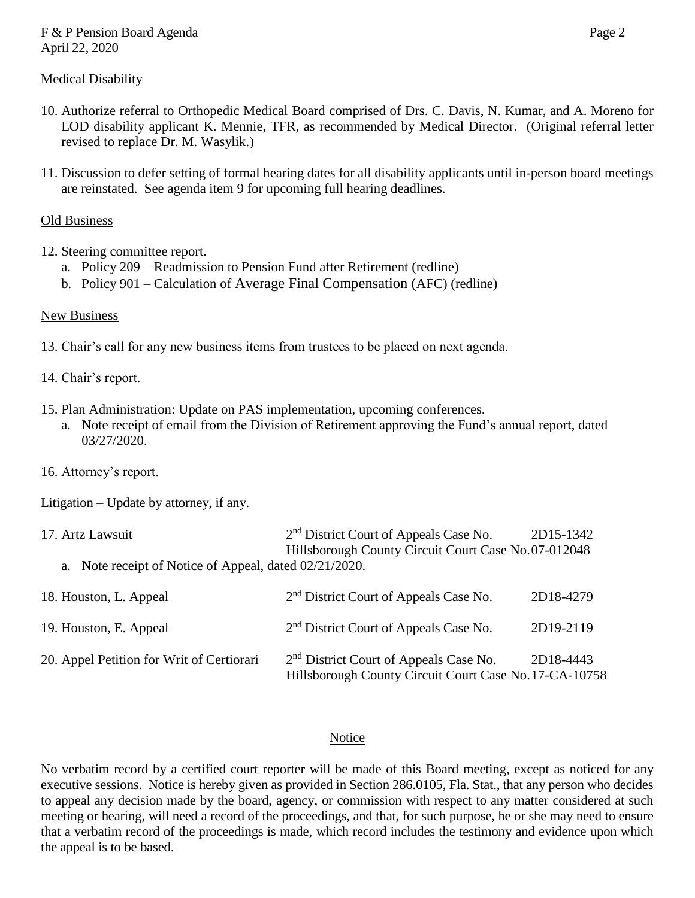Medical Disability

10. Authorize referral to Orthopedic Medical Board comprised of Drs. C. Davis, N. Kumar, and A. Moreno for LOD disability applicant K. Mennie, TFR, as recommended by Medical Director. (Original referral letter revised to replace Dr. M. Wasylik.)

11. Discussion to defer setting of formal hearing dates for all disability applicants until in-person board meetings are reinstated. See agenda item 9 for upcoming full hearing deadlines.

Old Business

12. Steering committee report.
    a. Policy 209 – Readmission to Pension Fund after Retirement (redline)
    b. Policy 901 – Calculation of Average Final Compensation (AFC) (redline)

New Business

13. Chair's call for any new business items from trustees to be placed on next agenda.

14. Chair's report.

15. Plan Administration: Update on PAS implementation, upcoming conferences.
    a. Note receipt of email from the Division of Retirement approving the Fund's annual report, dated 03/27/2020.

16. Attorney's report.

Litigation – Update by attorney, if any.

17. Artz Lawsuit — 2nd District Court of Appeals Case No. 2D15-1342; Hillsborough County Circuit Court Case No. 07-012048
    a. Note receipt of Notice of Appeal, dated 02/21/2020.

18. Houston, L. Appeal — 2nd District Court of Appeals Case No. 2D18-4279

19. Houston, E. Appeal — 2nd District Court of Appeals Case No. 2D19-2119

20. Appel Petition for Writ of Certiorari — 2nd District Court of Appeals Case No. 2D18-4443; Hillsborough County Circuit Court Case No. 17-CA-10758

Notice

No verbatim record by a certified court reporter will be made of this Board meeting, except as noticed for any executive sessions. Notice is hereby given as provided in Section 286.0105, Fla. Stat., that any person who decides to appeal any decision made by the board, agency, or commission with respect to any matter considered at such meeting or hearing, will need a record of the proceedings, and that, for such purpose, he or she may need to ensure that a verbatim record of the proceedings is made, which record includes the testimony and evidence upon which the appeal is to be based.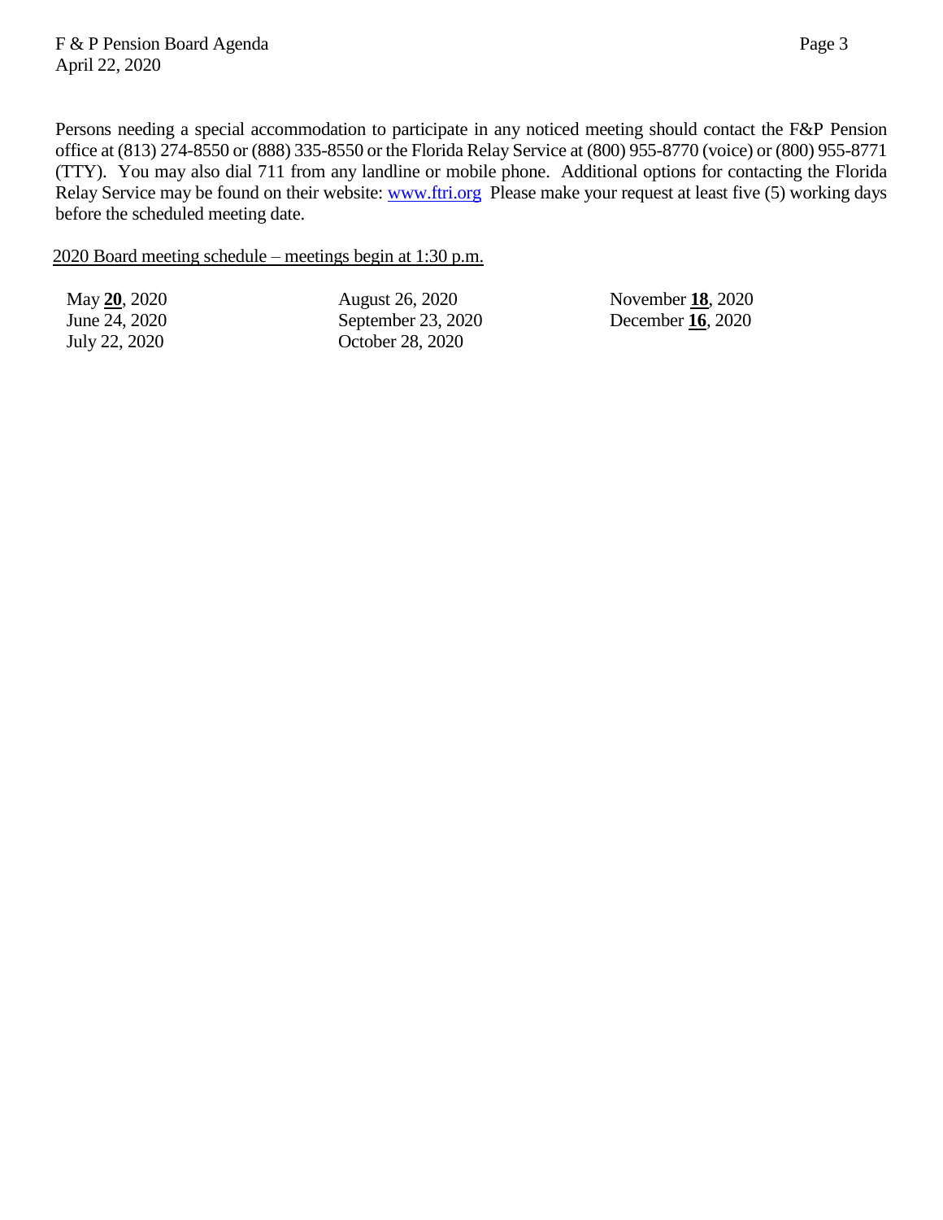Persons needing a special accommodation to participate in any noticed meeting should contact the F&P Pension office at (813) 274-8550 or (888) 335-8550 or the Florida Relay Service at (800) 955-8770 (voice) or (800) 955-8771 (TTY). You may also dial 711 from any landline or mobile phone. Additional options for contacting the Florida Relay Service may be found on their website: [www.ftri.org](http://www.ftri.org) Please make your request at least five (5) working days before the scheduled meeting date.

<u>2020 Board meeting schedule – meetings begin at 1:30 p.m.</u>

| | | |
|---|---|---|
| May **<u>20</u>**, 2020 | August 26, 2020 | November **<u>18</u>**, 2020 |
| June 24, 2020 | September 23, 2020 | December **<u>16</u>**, 2020 |
| July 22, 2020 | October 28, 2020 | |